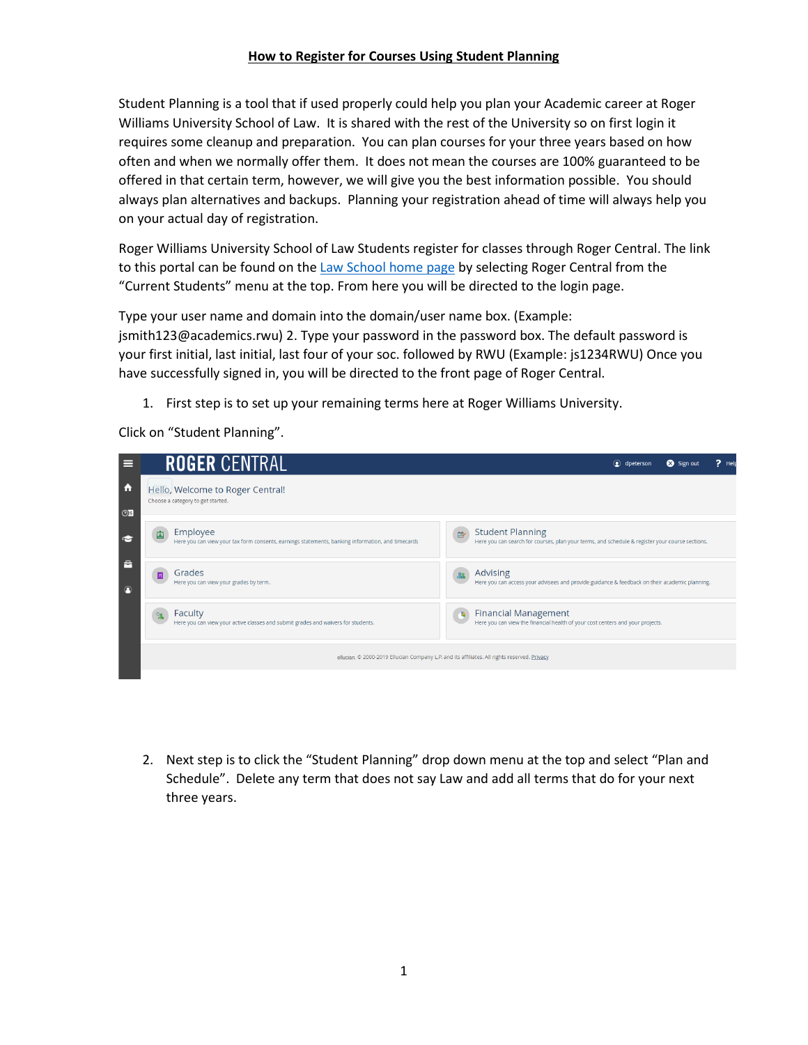# How to Register for Courses Using Student Planning

Student Planning is a tool that if used properly could help you plan your Academic career at Roger Williams University School of Law. It is shared with the rest of the University so on first login it requires some cleanup and preparation. You can plan courses for your three years based on how often and when we normally offer them. It does not mean the courses are 100% guaranteed to be offered in that certain term, however, we will give you the best information possible. You should always plan alternatives and backups. Planning your registration ahead of time will always help you on your actual day of registration.

Roger Williams University School of Law Students register for classes through Roger Central. The link to this portal can be found on the Law School home page by selecting Roger Central from the "Current Students" menu at the top. From here you will be directed to the login page.

Type your user name and domain into the domain/user name box. (Example: jsmith123@academics.rwu) 2. Type your password in the password box. The default password is your first initial, last initial, last four of your soc. followed by RWU (Example: js1234RWU) Once you have successfully signed in, you will be directed to the front page of Roger Central.

1. First step is to set up your remaining terms here at Roger Williams University.

Click on "Student Planning".

ROGER CENTRAL

Hello, Welcome to Roger Central!
Choose a category to get started.

- **Employee** – Here you can view your tax form consents, earnings statements, banking information, and timecards
- **Student Planning** – Here you can search for courses, plan your terms, and schedule & register your course sections.
- **Grades** – Here you can view your grades by term.
- **Advising** – Here you can access your advisees and provide guidance & feedback on their academic planning.
- **Faculty** – Here you can view your active classes and submit grades and waivers for students.
- **Financial Management** – Here you can view the financial health of your cost centers and your projects.

2. Next step is to click the "Student Planning" drop down menu at the top and select "Plan and Schedule". Delete any term that does not say Law and add all terms that do for your next three years.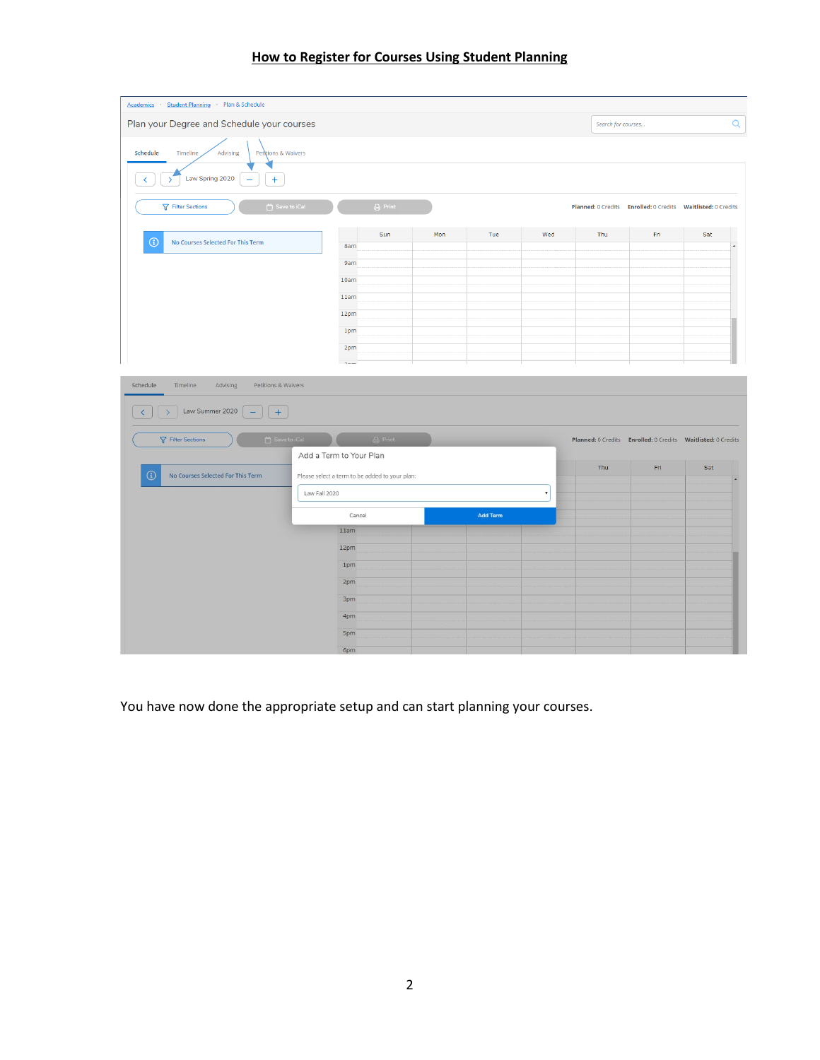## How to Register for Courses Using Student Planning

Academics · Student Planning · Plan & Schedule

Plan your Degree and Schedule your courses

Search for courses...

Schedule Timeline Advising Petitions & Waivers

Law Spring 2020

Filter Sections Save to iCal Print

Planned: 0 Credits Enrolled: 0 Credits Waitlisted: 0 Credits

No Courses Selected For This Term

Schedule Timeline Advising Petitions & Waivers

Law Summer 2020

Filter Sections Save to iCal Print

Planned: 0 Credits Enrolled: 0 Credits Waitlisted: 0 Credits

No Courses Selected For This Term

Add a Term to Your Plan

Please select a term to be added to your plan:

Law Fall 2020

Cancel Add Term

You have now done the appropriate setup and can start planning your courses.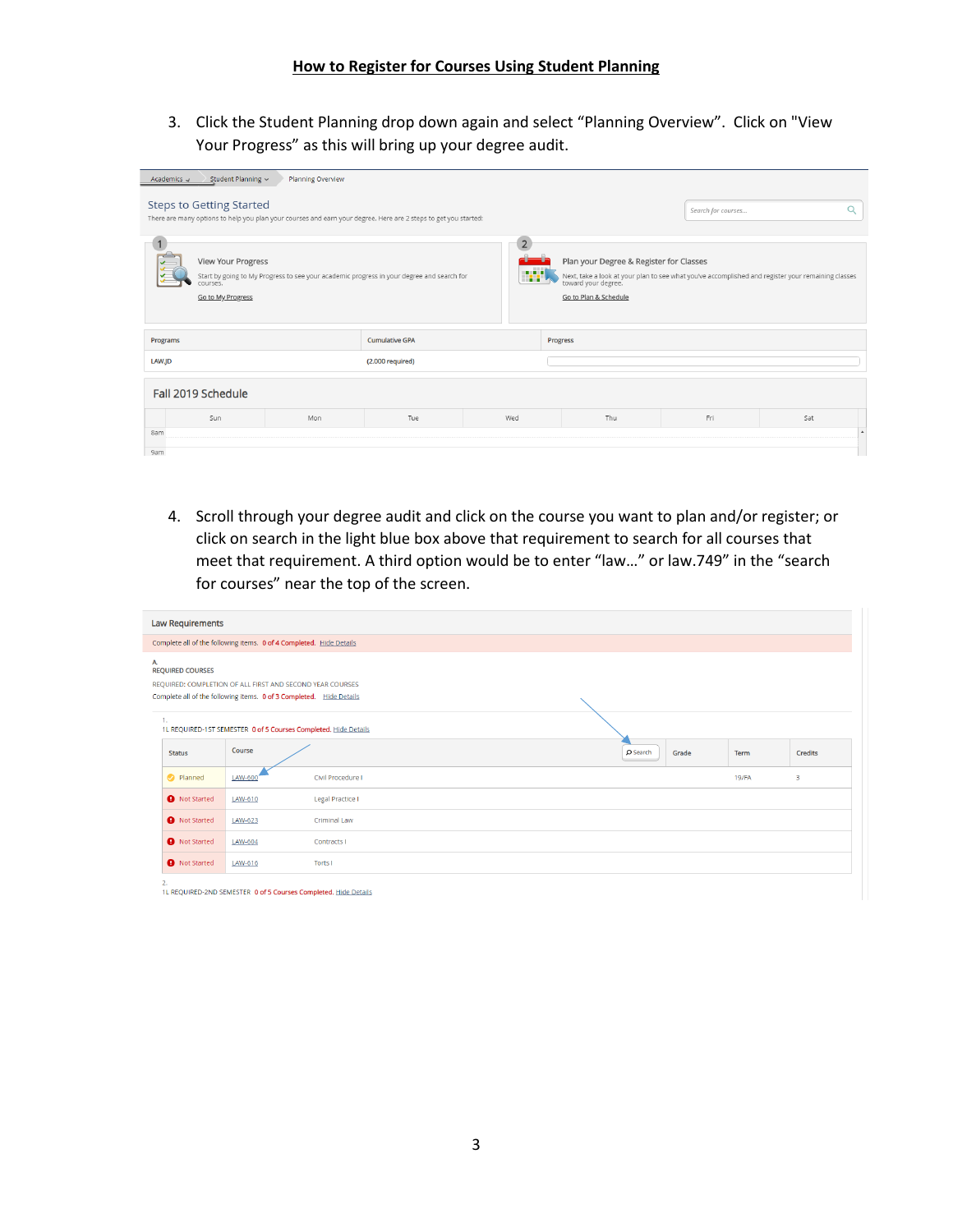# How to Register for Courses Using Student Planning

3. Click the Student Planning drop down again and select "Planning Overview". Click on "View Your Progress" as this will bring up your degree audit.

Academics › Student Planning › Planning Overview

Steps to Getting Started

There are many options to help you plan your courses and earn your degree. Here are 2 steps to get you started:

Search for courses...

1 View Your Progress

Start by going to My Progress to see your academic progress in your degree and search for courses.

Go to My Progress

2 Plan your Degree & Register for Classes

Next, take a look at your plan to see what you've accomplished and register your remaining classes toward your degree.

Go to Plan & Schedule

| Programs | Cumulative GPA | Progress |
|---|---|---|
| LAW JD | (2.000 required) | |

Fall 2019 Schedule

| | Sun | Mon | Tue | Wed | Thu | Fri | Sat |
|---|---|---|---|---|---|---|---|
| 8am | | | | | | | |
| 9am | | | | | | | |

4. Scroll through your degree audit and click on the course you want to plan and/or register; or click on search in the light blue box above that requirement to search for all courses that meet that requirement. A third option would be to enter "law…" or law.749" in the "search for courses" near the top of the screen.

Law Requirements

Complete all of the following items. 0 of 4 Completed. Hide Details

A.
REQUIRED COURSES
REQUIRED: COMPLETION OF ALL FIRST AND SECOND YEAR COURSES
Complete all of the following items. 0 of 3 Completed. Hide Details

1.
1L REQUIRED-1ST SEMESTER 0 of 5 Courses Completed. Hide Details

| Status | Course | | Grade | Term | Credits |
|---|---|---|---|---|---|
| Planned | LAW-600 | Civil Procedure I | | 19/FA | 3 |
| Not Started | LAW-610 | Legal Practice I | | | |
| Not Started | LAW-623 | Criminal Law | | | |
| Not Started | LAW-604 | Contracts I | | | |
| Not Started | LAW-616 | Torts I | | | |

2.
1L REQUIRED-2ND SEMESTER 0 of 5 Courses Completed. Hide Details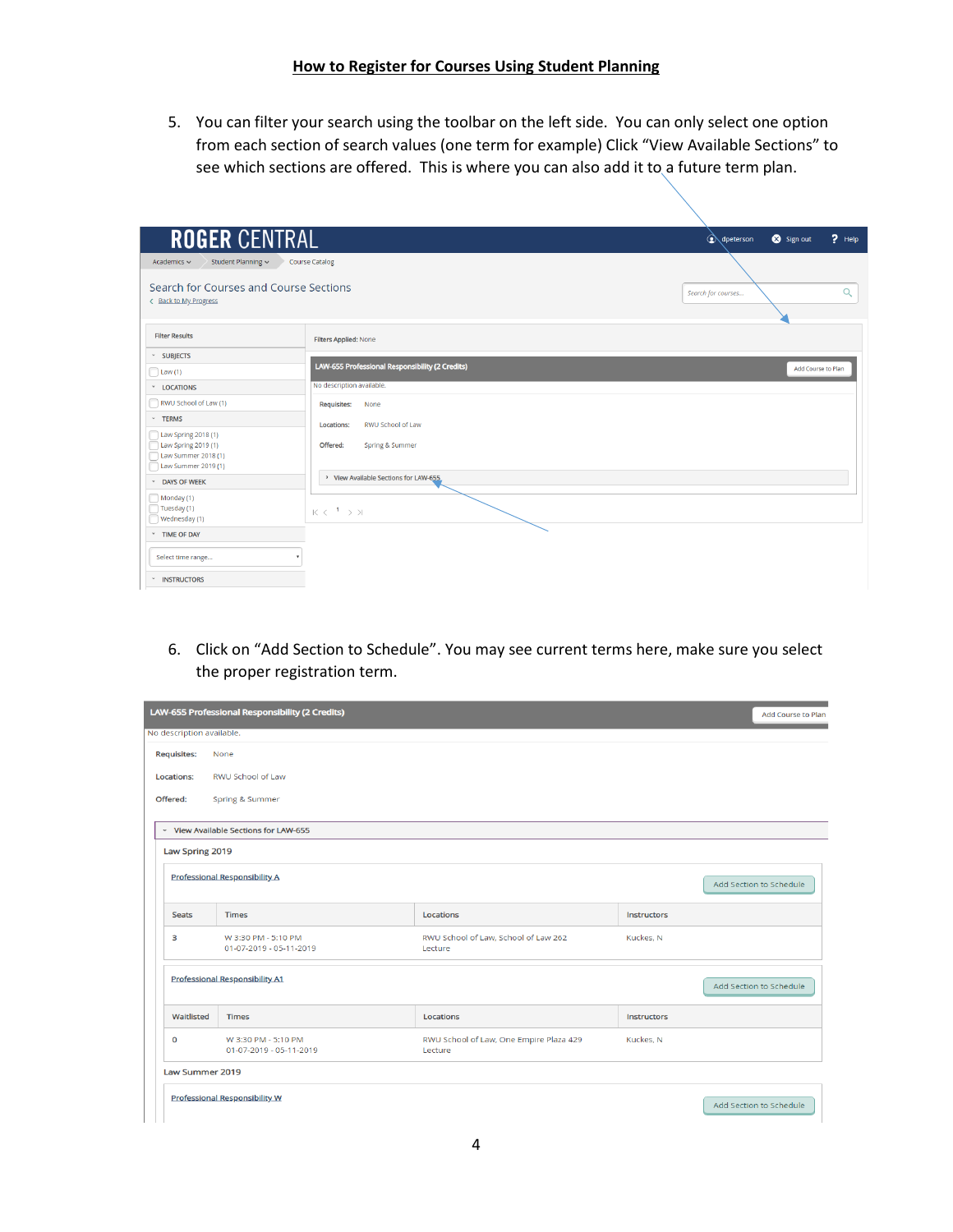## How to Register for Courses Using Student Planning

5. You can filter your search using the toolbar on the left side. You can only select one option from each section of search values (one term for example) Click "View Available Sections" to see which sections are offered. This is where you can also add it to a future term plan.

ROGER CENTRAL

dpeterson   Sign out   Help

Academics   Student Planning   Course Catalog

Search for Courses and Course Sections

Back to My Progress

Search for courses...

Filter Results

SUBJECTS
- Law (1)

LOCATIONS
- RWU School of Law (1)

TERMS
- Law Spring 2018 (1)
- Law Spring 2019 (1)
- Law Summer 2018 (1)
- Law Summer 2019 (1)

DAYS OF WEEK
- Monday (1)
- Tuesday (1)
- Wednesday (1)

TIME OF DAY

Select time range...

INSTRUCTORS

Filters Applied: None

LAW-655 Professional Responsibility (2 Credits)   Add Course to Plan

No description available.

Requisites: None

Locations: RWU School of Law

Offered: Spring & Summer

View Available Sections for LAW-655

6. Click on "Add Section to Schedule". You may see current terms here, make sure you select the proper registration term.

LAW-655 Professional Responsibility (2 Credits)   Add Course to Plan

No description available.

Requisites: None

Locations: RWU School of Law

Offered: Spring & Summer

View Available Sections for LAW-655

Law Spring 2019

Professional Responsibility A   Add Section to Schedule

| Seats | Times | Locations | Instructors |
|---|---|---|---|
| 3 | W 3:30 PM - 5:10 PM 01-07-2019 - 05-11-2019 | RWU School of Law, School of Law 262 Lecture | Kuckes, N |

Professional Responsibility A1   Add Section to Schedule

| Waitlisted | Times | Locations | Instructors |
|---|---|---|---|
| 0 | W 3:30 PM - 5:10 PM 01-07-2019 - 05-11-2019 | RWU School of Law, One Empire Plaza 429 Lecture | Kuckes, N |

Law Summer 2019

Professional Responsibility W   Add Section to Schedule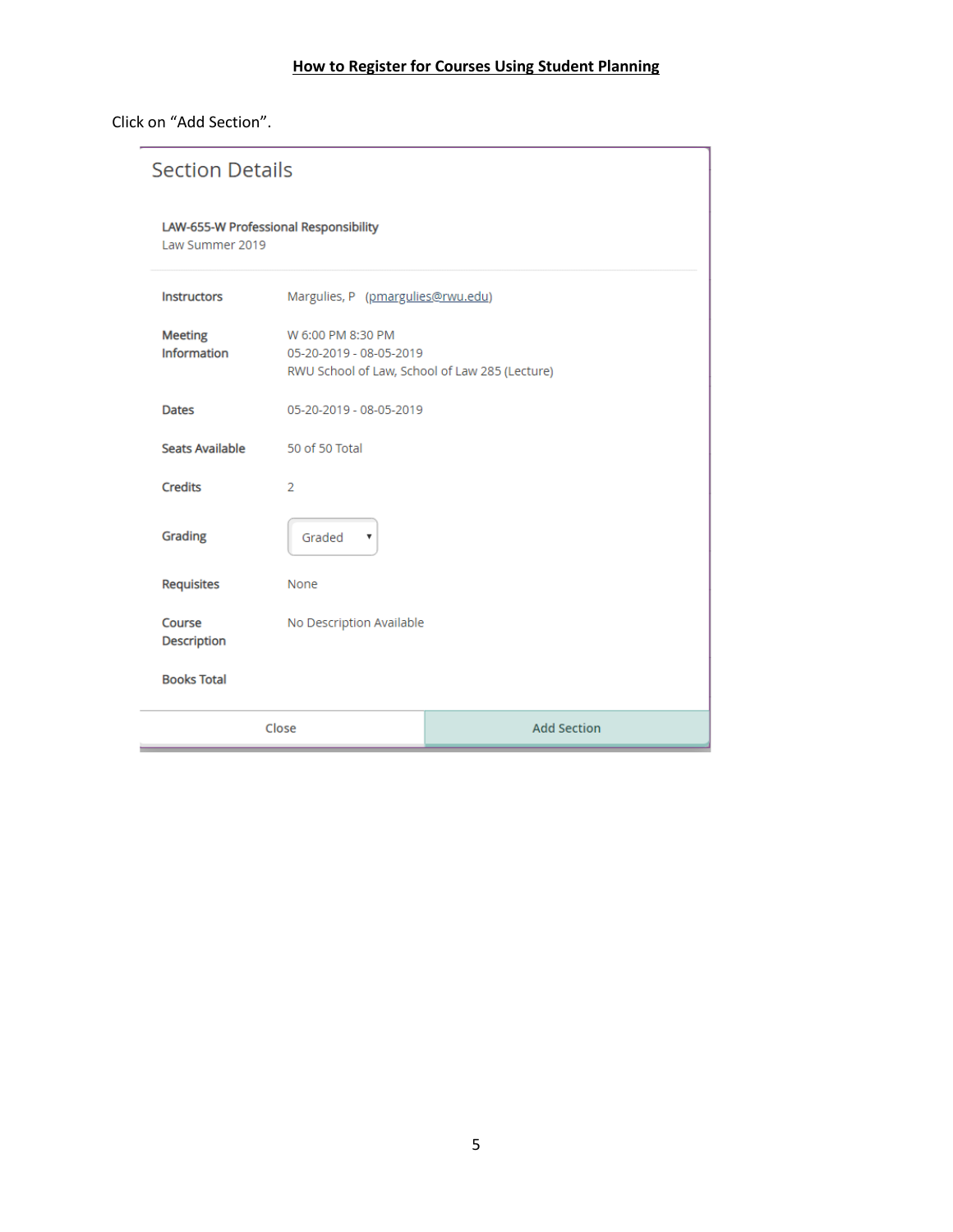**How to Register for Courses Using Student Planning**

Click on "Add Section".

## Section Details

**LAW-655-W Professional Responsibility**
Law Summer 2019

| | |
|---|---|
| Instructors | Margulies, P (pmargulies@rwu.edu) |
| Meeting Information | W 6:00 PM 8:30 PM<br>05-20-2019 - 08-05-2019<br>RWU School of Law, School of Law 285 (Lecture) |
| Dates | 05-20-2019 - 08-05-2019 |
| Seats Available | 50 of 50 Total |
| Credits | 2 |
| Grading | Graded |
| Requisites | None |
| Course Description | No Description Available |
| Books Total | |

Close | Add Section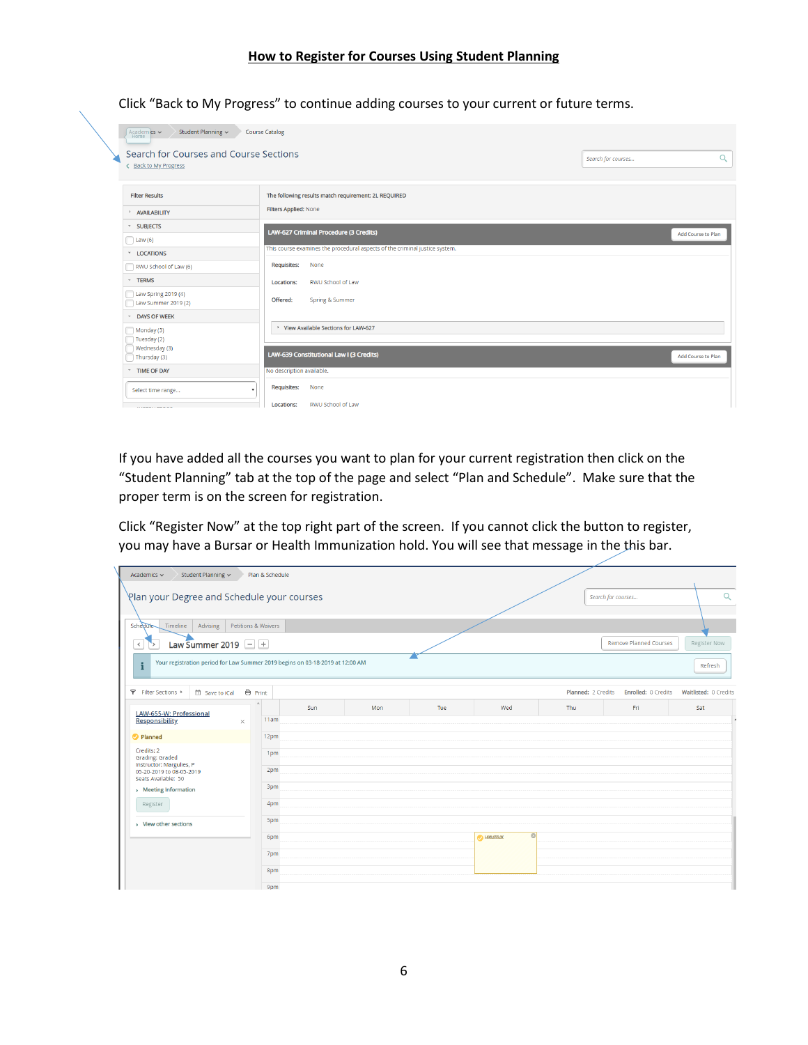# How to Register for Courses Using Student Planning

Click "Back to My Progress" to continue adding courses to your current or future terms.

If you have added all the courses you want to plan for your current registration then click on the "Student Planning" tab at the top of the page and select "Plan and Schedule". Make sure that the proper term is on the screen for registration.

Click "Register Now" at the top right part of the screen. If you cannot click the button to register, you may have a Bursar or Health Immunization hold. You will see that message in the this bar.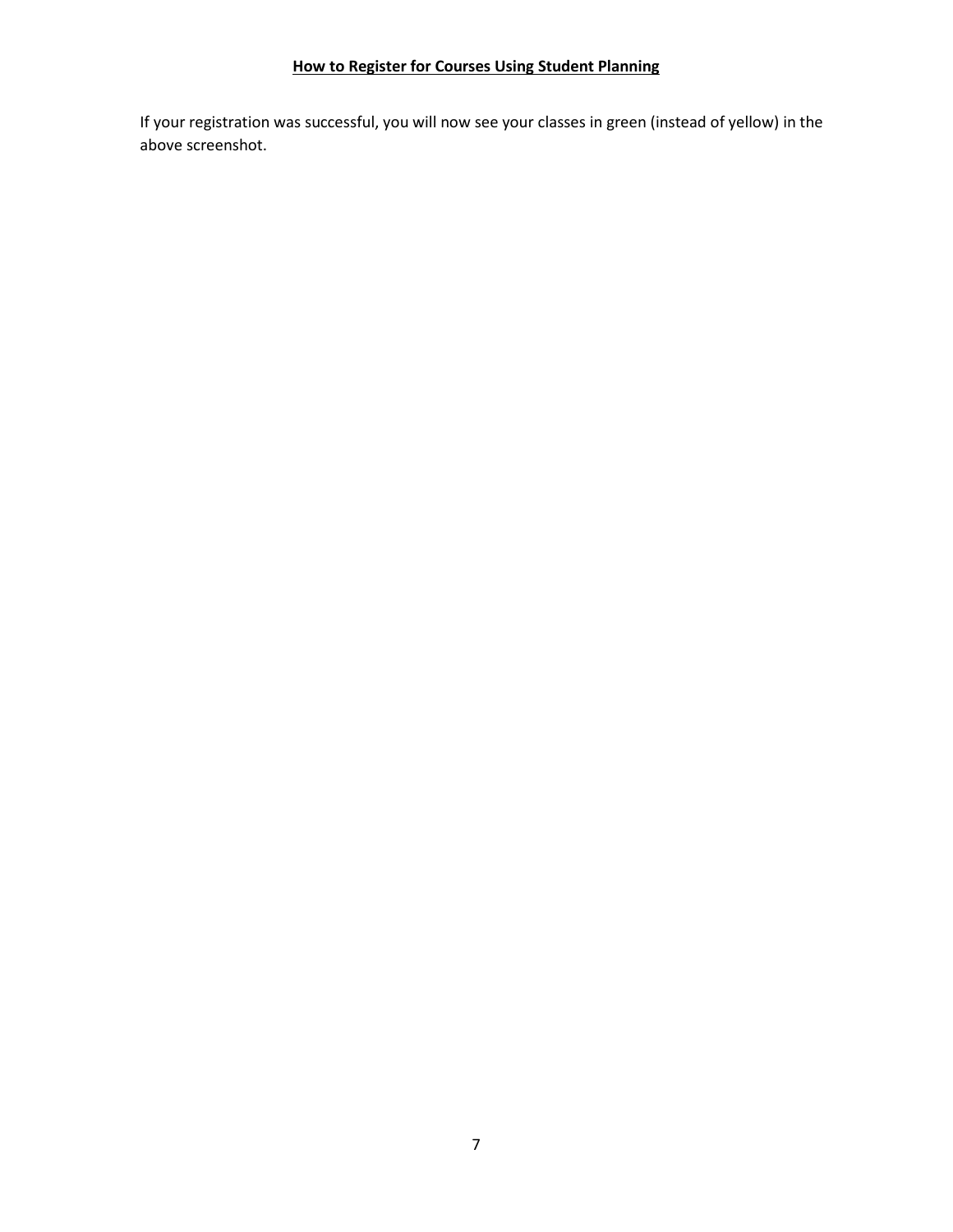If your registration was successful, you will now see your classes in green (instead of yellow) in the above screenshot.